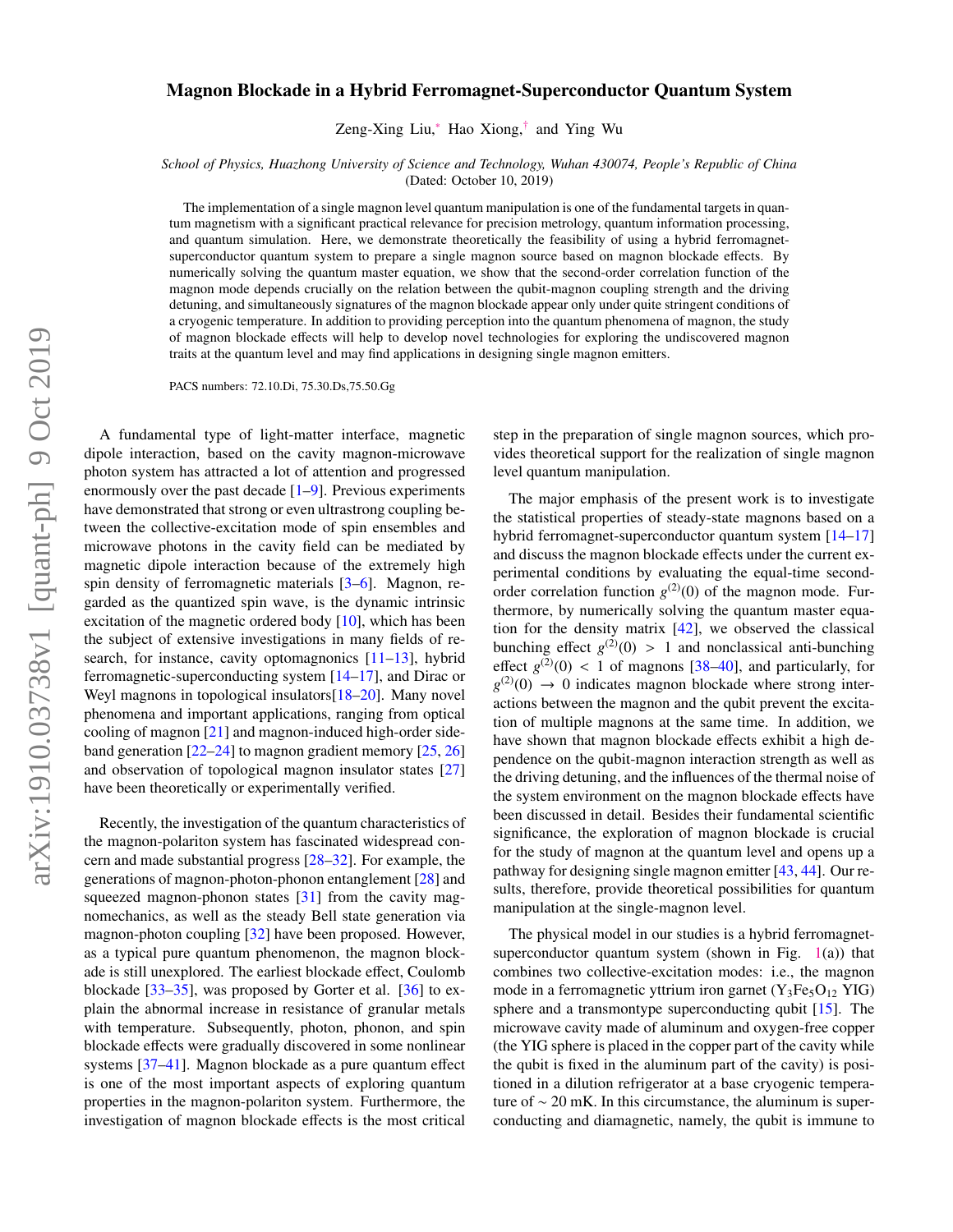# Magnon Blockade in a Hybrid Ferromagnet-Superconductor Quantum System

Zeng-Xing Liu,* Hao Xiong,† and Ying Wu

*School of Physics, Huazhong University of Science and Technology, Wuhan 430074, People's Republic of China*
(Dated: October 10, 2019)

The implementation of a single magnon level quantum manipulation is one of the fundamental targets in quantum magnetism with a significant practical relevance for precision metrology, quantum information processing, and quantum simulation. Here, we demonstrate theoretically the feasibility of using a hybrid ferromagnet-superconductor quantum system to prepare a single magnon source based on magnon blockade effects. By numerically solving the quantum master equation, we show that the second-order correlation function of the magnon mode depends crucially on the relation between the qubit-magnon coupling strength and the driving detuning, and simultaneously signatures of the magnon blockade appear only under quite stringent conditions of a cryogenic temperature. In addition to providing perception into the quantum phenomena of magnon, the study of magnon blockade effects will help to develop novel technologies for exploring the undiscovered magnon traits at the quantum level and may find applications in designing single magnon emitters.

PACS numbers: 72.10.Di, 75.30.Ds,75.50.Gg

A fundamental type of light-matter interface, magnetic dipole interaction, based on the cavity magnon-microwave photon system has attracted a lot of attention and progressed enormously over the past decade [1–9]. Previous experiments have demonstrated that strong or even ultrastrong coupling between the collective-excitation mode of spin ensembles and microwave photons in the cavity field can be mediated by magnetic dipole interaction because of the extremely high spin density of ferromagnetic materials [3–6]. Magnon, regarded as the quantized spin wave, is the dynamic intrinsic excitation of the magnetic ordered body [10], which has been the subject of extensive investigations in many fields of research, for instance, cavity optomagnonics [11–13], hybrid ferromagnetic-superconducting system [14–17], and Dirac or Weyl magnons in topological insulators[18–20]. Many novel phenomena and important applications, ranging from optical cooling of magnon [21] and magnon-induced high-order sideband generation [22–24] to magnon gradient memory [25, 26] and observation of topological magnon insulator states [27] have been theoretically or experimentally verified.

Recently, the investigation of the quantum characteristics of the magnon-polariton system has fascinated widespread concern and made substantial progress [28–32]. For example, the generations of magnon-photon-phonon entanglement [28] and squeezed magnon-phonon states [31] from the cavity magnomechanics, as well as the steady Bell state generation via magnon-photon coupling [32] have been proposed. However, as a typical pure quantum phenomenon, the magnon blockade is still unexplored. The earliest blockade effect, Coulomb blockade [33–35], was proposed by Gorter et al. [36] to explain the abnormal increase in resistance of granular metals with temperature. Subsequently, photon, phonon, and spin blockade effects were gradually discovered in some nonlinear systems [37–41]. Magnon blockade as a pure quantum effect is one of the most important aspects of exploring quantum properties in the magnon-polariton system. Furthermore, the investigation of magnon blockade effects is the most critical step in the preparation of single magnon sources, which provides theoretical support for the realization of single magnon level quantum manipulation.

The major emphasis of the present work is to investigate the statistical properties of steady-state magnons based on a hybrid ferromagnet-superconductor quantum system [14–17] and discuss the magnon blockade effects under the current experimental conditions by evaluating the equal-time second-order correlation function $g^{(2)}(0)$ of the magnon mode. Furthermore, by numerically solving the quantum master equation for the density matrix [42], we observed the classical bunching effect $g^{(2)}(0) > 1$ and nonclassical anti-bunching effect $g^{(2)}(0) < 1$ of magnons [38–40], and particularly, for $g^{(2)}(0) \rightarrow 0$ indicates magnon blockade where strong interactions between the magnon and the qubit prevent the excitation of multiple magnons at the same time. In addition, we have shown that magnon blockade effects exhibit a high dependence on the qubit-magnon interaction strength as well as the driving detuning, and the influences of the thermal noise of the system environment on the magnon blockade effects have been discussed in detail. Besides their fundamental scientific significance, the exploration of magnon blockade is crucial for the study of magnon at the quantum level and opens up a pathway for designing single magnon emitter [43, 44]. Our results, therefore, provide theoretical possibilities for quantum manipulation at the single-magnon level.

The physical model in our studies is a hybrid ferromagnet-superconductor quantum system (shown in Fig. 1(a)) that combines two collective-excitation modes: i.e., the magnon mode in a ferromagnetic yttrium iron garnet ($Y_3Fe_5O_{12}$ YIG) sphere and a transmontype superconducting qubit [15]. The microwave cavity made of aluminum and oxygen-free copper (the YIG sphere is placed in the copper part of the cavity while the qubit is fixed in the aluminum part of the cavity) is positioned in a dilution refrigerator at a base cryogenic temperature of ~ 20 mK. In this circumstance, the aluminum is superconducting and diamagnetic, namely, the qubit is immune to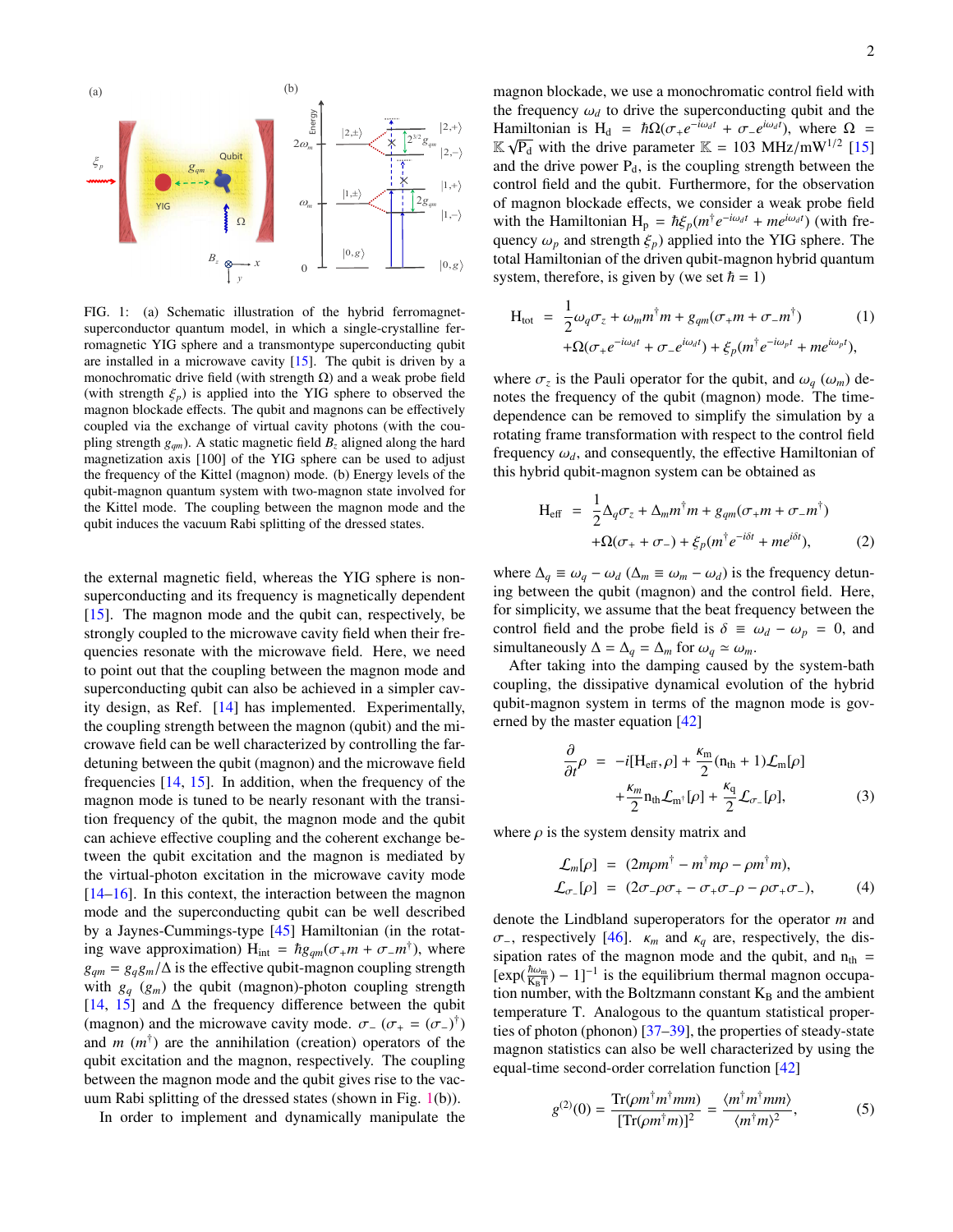FIG. 1: (a) Schematic illustration of the hybrid ferromagnet-superconductor quantum model, in which a single-crystalline ferromagnetic YIG sphere and a transmontype superconducting qubit are installed in a microwave cavity [15]. The qubit is driven by a monochromatic drive field (with strength $\Omega$) and a weak probe field (with strength $\xi_p$) is applied into the YIG sphere to observed the magnon blockade effects. The qubit and magnons can be effectively coupled via the exchange of virtual cavity photons (with the coupling strength $g_{qm}$). A static magnetic field $B_z$ aligned along the hard magnetization axis [100] of the YIG sphere can be used to adjust the frequency of the Kittel (magnon) mode. (b) Energy levels of the qubit-magnon quantum system with two-magnon state involved for the Kittel mode. The coupling between the magnon mode and the qubit induces the vacuum Rabi splitting of the dressed states.

the external magnetic field, whereas the YIG sphere is non-superconducting and its frequency is magnetically dependent [15]. The magnon mode and the qubit can, respectively, be strongly coupled to the microwave cavity field when their frequencies resonate with the microwave field. Here, we need to point out that the coupling between the magnon mode and superconducting qubit can also be achieved in a simpler cavity design, as Ref. [14] has implemented. Experimentally, the coupling strength between the magnon (qubit) and the microwave field can be well characterized by controlling the far-detuning between the qubit (magnon) and the microwave field frequencies [14, 15]. In addition, when the frequency of the magnon mode is tuned to be nearly resonant with the transition frequency of the qubit, the magnon mode and the qubit can achieve effective coupling and the coherent exchange between the qubit excitation and the magnon is mediated by the virtual-photon excitation in the microwave cavity mode [14–16]. In this context, the interaction between the magnon mode and the superconducting qubit can be well described by a Jaynes-Cummings-type [45] Hamiltonian (in the rotating wave approximation) $H_{\rm int} = \hbar g_{qm}(\sigma_+ m + \sigma_- m^\dagger)$, where $g_{qm} = g_q g_m/\Delta$ is the effective qubit-magnon coupling strength with $g_q$ ($g_m$) the qubit (magnon)-photon coupling strength [14, 15] and $\Delta$ the frequency difference between the qubit (magnon) and the microwave cavity mode. $\sigma_-$ ($\sigma_+ = (\sigma_-)^\dagger$) and $m$ ($m^\dagger$) are the annihilation (creation) operators of the qubit excitation and the magnon, respectively. The coupling between the magnon mode and the qubit gives rise to the vacuum Rabi splitting of the dressed states (shown in Fig. 1(b)).

In order to implement and dynamically manipulate the magnon blockade, we use a monochromatic control field with the frequency $\omega_d$ to drive the superconducting qubit and the Hamiltonian is $H_d = \hbar\Omega(\sigma_+ e^{-i\omega_d t} + \sigma_- e^{i\omega_d t})$, where $\Omega = \mathbb{K}\sqrt{P_d}$ with the drive parameter $\mathbb{K} = 103$ MHz/mW$^{1/2}$ [15] and the drive power $P_d$, is the coupling strength between the control field and the qubit. Furthermore, for the observation of magnon blockade effects, we consider a weak probe field with the Hamiltonian $H_p = \hbar\xi_p(m^\dagger e^{-i\omega_d t} + m e^{i\omega_d t})$ (with frequency $\omega_p$ and strength $\xi_p$) applied into the YIG sphere. The total Hamiltonian of the driven qubit-magnon hybrid quantum system, therefore, is given by (we set $\hbar = 1$)

$$
\begin{aligned}
H_{\rm tot} &= \frac{1}{2}\omega_q\sigma_z + \omega_m m^\dagger m + g_{qm}(\sigma_+ m + \sigma_- m^\dagger) \\
&\quad + \Omega(\sigma_+ e^{-i\omega_d t} + \sigma_- e^{i\omega_d t}) + \xi_p(m^\dagger e^{-i\omega_p t} + m e^{i\omega_p t}),
\end{aligned} \tag{1}
$$

where $\sigma_z$ is the Pauli operator for the qubit, and $\omega_q$ ($\omega_m$) denotes the frequency of the qubit (magnon) mode. The time-dependence can be removed to simplify the simulation by a rotating frame transformation with respect to the control field frequency $\omega_d$, and consequently, the effective Hamiltonian of this hybrid qubit-magnon system can be obtained as

$$
\begin{aligned}
H_{\rm eff} &= \frac{1}{2}\Delta_q\sigma_z + \Delta_m m^\dagger m + g_{qm}(\sigma_+ m + \sigma_- m^\dagger) \\
&\quad + \Omega(\sigma_+ + \sigma_-) + \xi_p(m^\dagger e^{-i\delta t} + m e^{i\delta t}),
\end{aligned} \tag{2}
$$

where $\Delta_q \equiv \omega_q - \omega_d$ ($\Delta_m \equiv \omega_m - \omega_d$) is the frequency detuning between the qubit (magnon) and the control field. Here, for simplicity, we assume that the beat frequency between the control field and the probe field is $\delta \equiv \omega_d - \omega_p = 0$, and simultaneously $\Delta = \Delta_q = \Delta_m$ for $\omega_q \simeq \omega_m$.

After taking into the damping caused by the system-bath coupling, the dissipative dynamical evolution of the hybrid qubit-magnon system in terms of the magnon mode is governed by the master equation [42]

$$
\begin{aligned}
\frac{\partial}{\partial t}\rho &= -i[H_{\rm eff}, \rho] + \frac{\kappa_m}{2}(n_{\rm th} + 1)\mathcal{L}_m[\rho] \\
&\quad + \frac{\kappa_m}{2} n_{\rm th}\mathcal{L}_{m^\dagger}[\rho] + \frac{\kappa_q}{2}\mathcal{L}_{\sigma_-}[\rho],
\end{aligned} \tag{3}
$$

where $\rho$ is the system density matrix and

$$
\begin{aligned}
\mathcal{L}_m[\rho] &= (2m\rho m^\dagger - m^\dagger m\rho - \rho m^\dagger m), \\
\mathcal{L}_{\sigma_-}[\rho] &= (2\sigma_-\rho\sigma_+ - \sigma_+\sigma_-\rho - \rho\sigma_+\sigma_-),
\end{aligned} \tag{4}
$$

denote the Lindbland superoperators for the operator $m$ and $\sigma_-$, respectively [46]. $\kappa_m$ and $\kappa_q$ are, respectively, the dissipation rates of the magnon mode and the qubit, and $n_{\rm th} = [\exp(\frac{\hbar\omega_m}{K_B T}) - 1]^{-1}$ is the equilibrium thermal magnon occupation number, with the Boltzmann constant $K_B$ and the ambient temperature T. Analogous to the quantum statistical properties of photon (phonon) [37–39], the properties of steady-state magnon statistics can also be well characterized by using the equal-time second-order correlation function [42]

$$
g^{(2)}(0) = \frac{\mathrm{Tr}(\rho m^\dagger m^\dagger m m)}{[\mathrm{Tr}(\rho m^\dagger m)]^2} = \frac{\langle m^\dagger m^\dagger m m\rangle}{\langle m^\dagger m\rangle^2}, \tag{5}
$$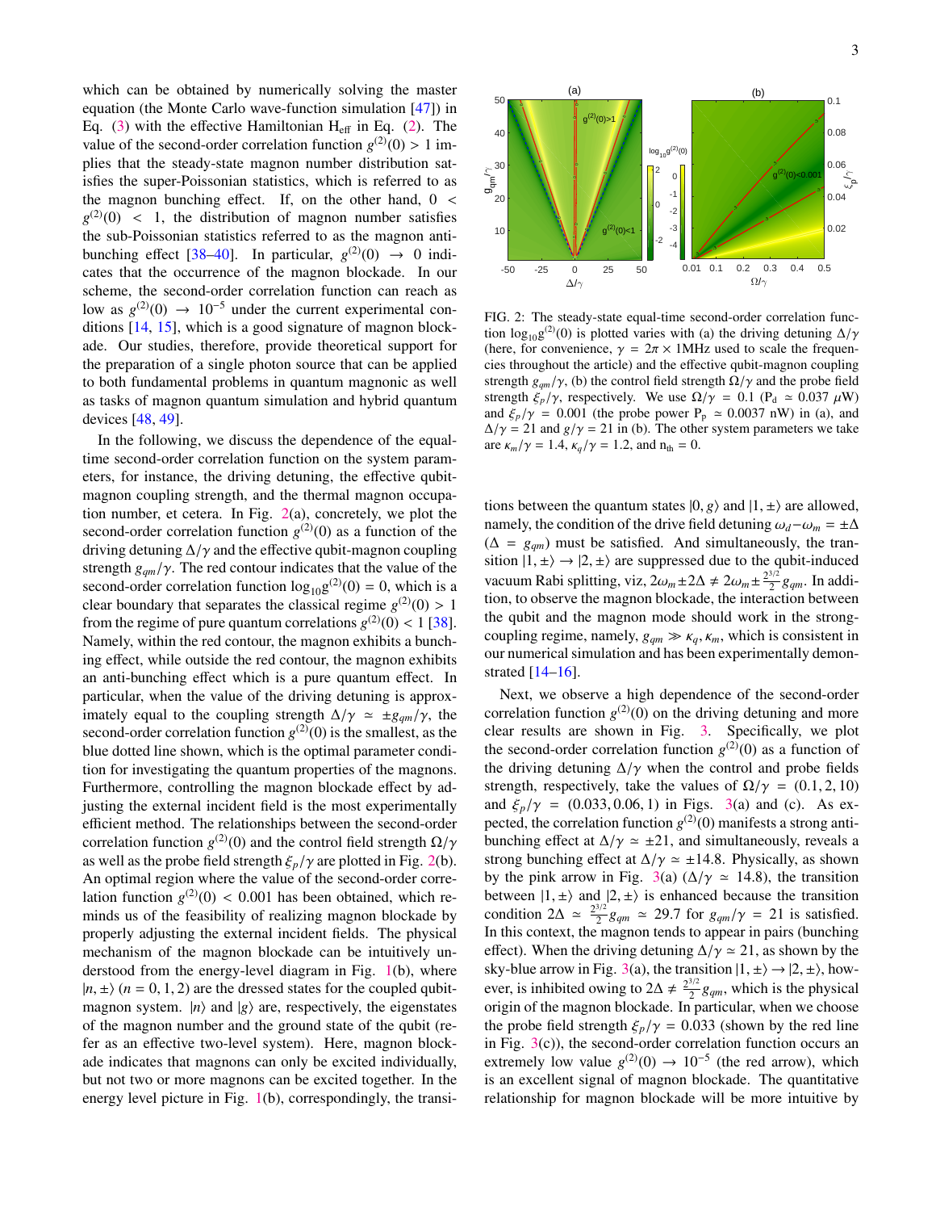which can be obtained by numerically solving the master equation (the Monte Carlo wave-function simulation [47]) in Eq. (3) with the effective Hamiltonian $H_{eff}$ in Eq. (2). The value of the second-order correlation function $g^{(2)}(0) > 1$ implies that the steady-state magnon number distribution satisfies the super-Poissonian statistics, which is referred to as the magnon bunching effect. If, on the other hand, $0 < g^{(2)}(0) < 1$, the distribution of magnon number satisfies the sub-Poissonian statistics referred to as the magnon antibunching effect [38–40]. In particular, $g^{(2)}(0) \rightarrow 0$ indicates that the occurrence of the magnon blockade. In our scheme, the second-order correlation function can reach as low as $g^{(2)}(0) \rightarrow 10^{-5}$ under the current experimental conditions [14, 15], which is a good signature of magnon blockade. Our studies, therefore, provide theoretical support for the preparation of a single photon source that can be applied to both fundamental problems in quantum magnonic as well as tasks of magnon quantum simulation and hybrid quantum devices [48, 49].

In the following, we discuss the dependence of the equal-time second-order correlation function on the system parameters, for instance, the driving detuning, the effective qubit-magnon coupling strength, and the thermal magnon occupation number, et cetera. In Fig. 2(a), concretely, we plot the second-order correlation function $g^{(2)}(0)$ as a function of the driving detuning $\Delta/\gamma$ and the effective qubit-magnon coupling strength $g_{qm}/\gamma$. The red contour indicates that the value of the second-order correlation function $\log_{10}g^{(2)}(0) = 0$, which is a clear boundary that separates the classical regime $g^{(2)}(0) > 1$ from the regime of pure quantum correlations $g^{(2)}(0) < 1$ [38]. Namely, within the red contour, the magnon exhibits a bunching effect, while outside the red contour, the magnon exhibits an anti-bunching effect which is a pure quantum effect. In particular, when the value of the driving detuning is approximately equal to the coupling strength $\Delta/\gamma \simeq \pm g_{qm}/\gamma$, the second-order correlation function $g^{(2)}(0)$ is the smallest, as the blue dotted line shown, which is the optimal parameter condition for investigating the quantum properties of the magnons. Furthermore, controlling the magnon blockade effect by adjusting the external incident field is the most experimentally efficient method. The relationships between the second-order correlation function $g^{(2)}(0)$ and the control field strength $\Omega/\gamma$ as well as the probe field strength $\xi_p/\gamma$ are plotted in Fig. 2(b). An optimal region where the value of the second-order correlation function $g^{(2)}(0) < 0.001$ has been obtained, which reminds us of the feasibility of realizing magnon blockade by properly adjusting the external incident fields. The physical mechanism of the magnon blockade can be intuitively understood from the energy-level diagram in Fig. 1(b), where $|n, \pm\rangle$ ($n = 0, 1, 2$) are the dressed states for the coupled qubit-magnon system. $|n\rangle$ and $|g\rangle$ are, respectively, the eigenstates of the magnon number and the ground state of the qubit (refer as an effective two-level system). Here, magnon blockade indicates that magnons can only be excited individually, but not two or more magnons can be excited together. In the energy level picture in Fig. 1(b), correspondingly, the transitions between the quantum states $|0, g\rangle$ and $|1, \pm\rangle$ are allowed, namely, the condition of the drive field detuning $\omega_d - \omega_m = \pm\Delta$ ($\Delta = g_{qm}$) must be satisfied. And simultaneously, the transition $|1, \pm\rangle \rightarrow |2, \pm\rangle$ are suppressed due to the qubit-induced vacuum Rabi splitting, viz, $2\omega_m \pm 2\Delta \neq 2\omega_m \pm \frac{2^{3/2}}{2} g_{qm}$. In addition, to observe the magnon blockade, the interaction between the qubit and the magnon mode should work in the strong-coupling regime, namely, $g_{qm} \gg \kappa_q, \kappa_m$, which is consistent in our numerical simulation and has been experimentally demonstrated [14–16].

FIG. 2: The steady-state equal-time second-order correlation function $\log_{10}g^{(2)}(0)$ is plotted varies with (a) the driving detuning $\Delta/\gamma$ (here, for convenience, $\gamma = 2\pi \times 1$MHz used to scale the frequencies throughout the article) and the effective qubit-magnon coupling strength $g_{qm}/\gamma$, (b) the control field strength $\Omega/\gamma$ and the probe field strength $\xi_p/\gamma$, respectively. We use $\Omega/\gamma = 0.1$ ($P_d \simeq 0.037\ \mu$W) and $\xi_p/\gamma = 0.001$ (the probe power $P_p \simeq 0.0037$ nW) in (a), and $\Delta/\gamma = 21$ and $g/\gamma = 21$ in (b). The other system parameters we take are $\kappa_m/\gamma = 1.4$, $\kappa_q/\gamma = 1.2$, and $n_{th} = 0$.

Next, we observe a high dependence of the second-order correlation function $g^{(2)}(0)$ on the driving detuning and more clear results are shown in Fig. 3. Specifically, we plot the second-order correlation function $g^{(2)}(0)$ as a function of the driving detuning $\Delta/\gamma$ when the control and probe fields strength, respectively, take the values of $\Omega/\gamma = (0.1, 2, 10)$ and $\xi_p/\gamma = (0.033, 0.06, 1)$ in Figs. 3(a) and (c). As expected, the correlation function $g^{(2)}(0)$ manifests a strong anti-bunching effect at $\Delta/\gamma \simeq \pm 21$, and simultaneously, reveals a strong bunching effect at $\Delta/\gamma \simeq \pm 14.8$. Physically, as shown by the pink arrow in Fig. 3(a) ($\Delta/\gamma \simeq 14.8$), the transition between $|1, \pm\rangle$ and $|2, \pm\rangle$ is enhanced because the transition condition $2\Delta \simeq \frac{2^{3/2}}{2} g_{qm} \simeq 29.7$ for $g_{qm}/\gamma = 21$ is satisfied. In this context, the magnon tends to appear in pairs (bunching effect). When the driving detuning $\Delta/\gamma \simeq 21$, as shown by the sky-blue arrow in Fig. 3(a), the transition $|1, \pm\rangle \rightarrow |2, \pm\rangle$, however, is inhibited owing to $2\Delta \neq \frac{2^{3/2}}{2} g_{qm}$, which is the physical origin of the magnon blockade. In particular, when we choose the probe field strength $\xi_p/\gamma = 0.033$ (shown by the red line in Fig. 3(c)), the second-order correlation function occurs an extremely low value $g^{(2)}(0) \rightarrow 10^{-5}$ (the red arrow), which is an excellent signal of magnon blockade. The quantitative relationship for magnon blockade will be more intuitive by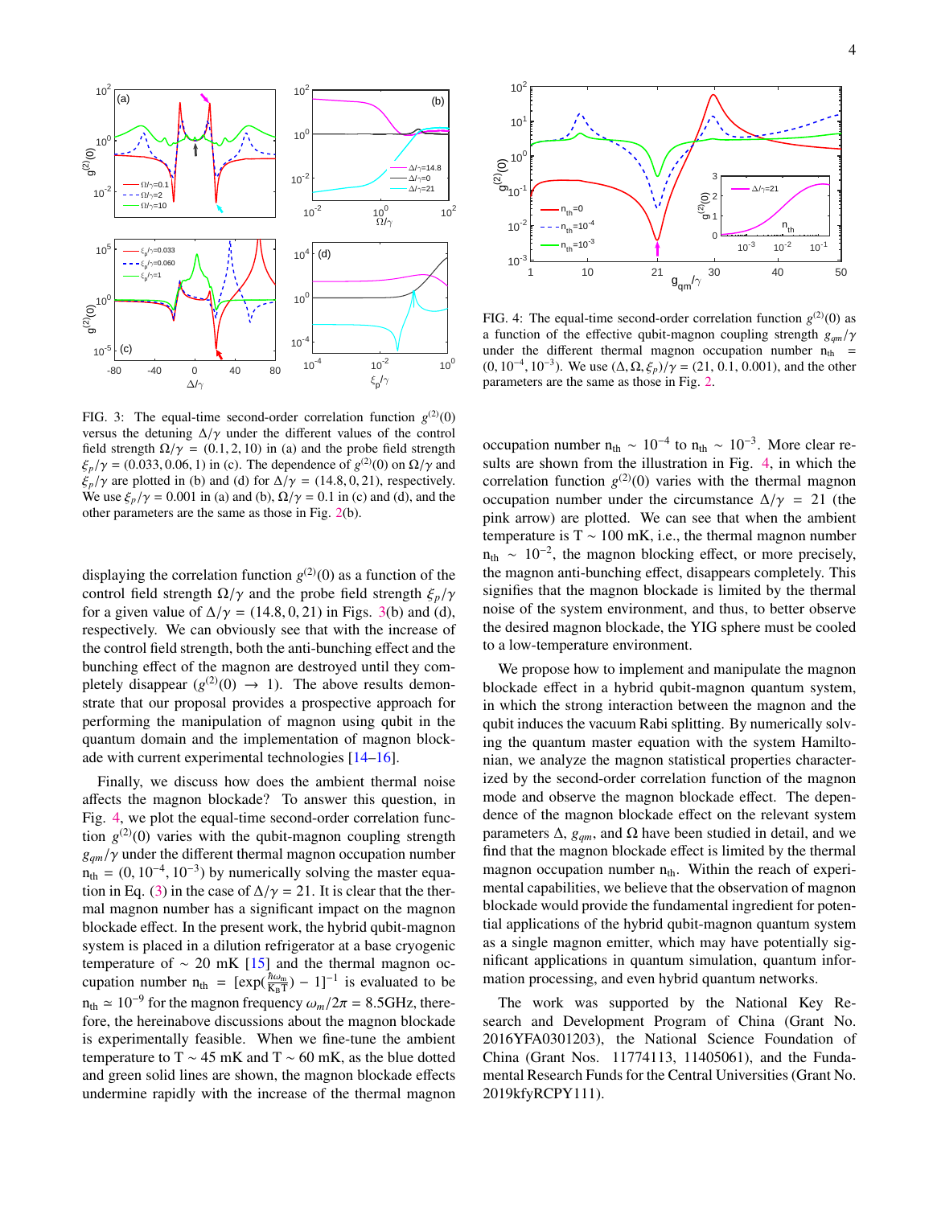FIG. 3: The equal-time second-order correlation function $g^{(2)}(0)$ versus the detuning $\Delta/\gamma$ under the different values of the control field strength $\Omega/\gamma = (0.1, 2, 10)$ in (a) and the probe field strength $\xi_p/\gamma = (0.033, 0.06, 1)$ in (c). The dependence of $g^{(2)}(0)$ on $\Omega/\gamma$ and $\xi_p/\gamma$ are plotted in (b) and (d), respectively, for $\Delta/\gamma = (14.8, 0, 21)$. We use $\xi_p/\gamma = 0.001$ in (a) and (b), $\Omega/\gamma = 0.1$ in (c) and (d), and the other parameters are the same as those in Fig. 2(b).

displaying the correlation function $g^{(2)}(0)$ as a function of the control field strength $\Omega/\gamma$ and the probe field strength $\xi_p/\gamma$ for a given value of $\Delta/\gamma = (14.8, 0, 21)$ in Figs. 3(b) and (d), respectively. We can obviously see that with the increase of the control field strength, both the anti-bunching effect and the bunching effect of the magnon are destroyed until they completely disappear ($g^{(2)}(0) \rightarrow 1$). The above results demonstrate that our proposal provides a prospective approach for performing the manipulation of magnon using qubit in the quantum domain and the implementation of magnon blockade with current experimental technologies [14–16].

Finally, we discuss how does the ambient thermal noise affects the magnon blockade? To answer this question, in Fig. 4, we plot the equal-time second-order correlation function $g^{(2)}(0)$ varies with the qubit-magnon coupling strength $g_{qm}/\gamma$ under the different thermal magnon occupation number $n_{th} = (0, 10^{-4}, 10^{-3})$ by numerically solving the master equation in Eq. (3) in the case of $\Delta/\gamma = 21$. It is clear that the thermal magnon number has a significant impact on the magnon blockade effect. In the present work, the hybrid qubit-magnon system is placed in a dilution refrigerator at a base cryogenic temperature of $\sim 20$ mK [15] and the thermal magnon occupation number $n_{th} = [\exp(\frac{\hbar\omega_m}{K_B T}) - 1]^{-1}$ is evaluated to be $n_{th} \simeq 10^{-9}$ for the magnon frequency $\omega_m/2\pi = 8.5$GHz, therefore, the hereinabove discussions about the magnon blockade is experimentally feasible. When we fine-tune the ambient temperature to T $\sim 45$ mK and T $\sim 60$ mK, as the blue dotted and green solid lines are shown, the magnon blockade effects undermine rapidly with the increase of the thermal magnon occupation number $n_{th} \sim 10^{-4}$ to $n_{th} \sim 10^{-3}$. More clear results are shown from the illustration in Fig. 4, in which the correlation function $g^{(2)}(0)$ varies with the thermal magnon occupation number under the circumstance $\Delta/\gamma = 21$ (the pink arrow) are plotted. We can see that when the ambient temperature is T $\sim 100$ mK, i.e., the thermal magnon number $n_{th} \sim 10^{-2}$, the magnon blocking effect, or more precisely, the magnon anti-bunching effect, disappears completely. This signifies that the magnon blockade is limited by the thermal noise of the system environment, and thus, to better observe the desired magnon blockade, the YIG sphere must be cooled to a low-temperature environment.

FIG. 4: The equal-time second-order correlation function $g^{(2)}(0)$ as a function of the effective qubit-magnon coupling strength $g_{qm}/\gamma$ under the different thermal magnon occupation number $n_{th} = (0, 10^{-4}, 10^{-3})$. We use $(\Delta, \Omega, \xi_p)/\gamma = (21, 0.1, 0.001)$, and the other parameters are the same as those in Fig. 2.

We propose how to implement and manipulate the magnon blockade effect in a hybrid qubit-magnon quantum system, in which the strong interaction between the magnon and the qubit induces the vacuum Rabi splitting. By numerically solving the quantum master equation with the system Hamiltonian, we analyze the magnon statistical properties characterized by the second-order correlation function of the magnon mode and observe the magnon blockade effect. The dependence of the magnon blockade effect on the relevant system parameters $\Delta$, $g_{qm}$, and $\Omega$ have been studied in detail, and we find that the magnon blockade effect is limited by the thermal magnon occupation number $n_{th}$. Within the reach of experimental capabilities, we believe that the observation of magnon blockade would provide the fundamental ingredient for potential applications of the hybrid qubit-magnon quantum system as a single magnon emitter, which may have potentially significant applications in quantum simulation, quantum information processing, and even hybrid quantum networks.

The work was supported by the National Key Research and Development Program of China (Grant No. 2016YFA0301203), the National Science Foundation of China (Grant Nos. 11774113, 11405061), and the Fundamental Research Funds for the Central Universities (Grant No. 2019kfyRCPY111).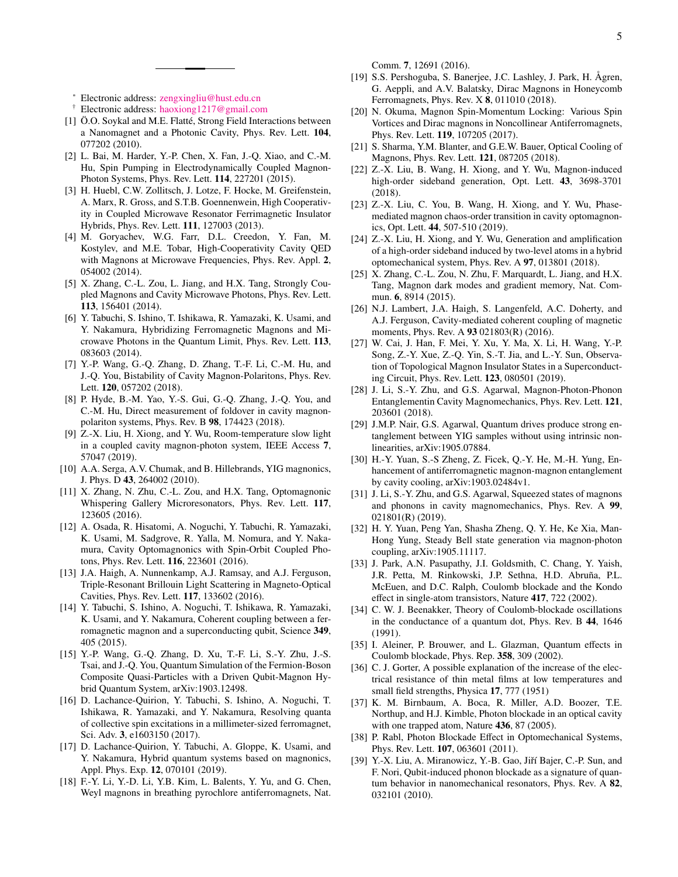\* Electronic address: zengxingliu@hust.edu.cn

† Electronic address: haoxiong1217@gmail.com

[1] Ö.O. Soykal and M.E. Flatté, Strong Field Interactions between a Nanomagnet and a Photonic Cavity, Phys. Rev. Lett. **104**, 077202 (2010).

[2] L. Bai, M. Harder, Y.-P. Chen, X. Fan, J.-Q. Xiao, and C.-M. Hu, Spin Pumping in Electrodynamically Coupled Magnon-Photon Systems, Phys. Rev. Lett. **114**, 227201 (2015).

[3] H. Huebl, C.W. Zollitsch, J. Lotze, F. Hocke, M. Greifenstein, A. Marx, R. Gross, and S.T.B. Goennenwein, High Cooperativity in Coupled Microwave Resonator Ferrimagnetic Insulator Hybrids, Phys. Rev. Lett. **111**, 127003 (2013).

[4] M. Goryachev, W.G. Farr, D.L. Creedon, Y. Fan, M. Kostylev, and M.E. Tobar, High-Cooperativity Cavity QED with Magnons at Microwave Frequencies, Phys. Rev. Appl. **2**, 054002 (2014).

[5] X. Zhang, C.-L. Zou, L. Jiang, and H.X. Tang, Strongly Coupled Magnons and Cavity Microwave Photons, Phys. Rev. Lett. **113**, 156401 (2014).

[6] Y. Tabuchi, S. Ishino, T. Ishikawa, R. Yamazaki, K. Usami, and Y. Nakamura, Hybridizing Ferromagnetic Magnons and Microwave Photons in the Quantum Limit, Phys. Rev. Lett. **113**, 083603 (2014).

[7] Y.-P. Wang, G.-Q. Zhang, D. Zhang, T.-F. Li, C.-M. Hu, and J.-Q. You, Bistability of Cavity Magnon-Polaritons, Phys. Rev. Lett. **120**, 057202 (2018).

[8] P. Hyde, B.-M. Yao, Y.-S. Gui, G.-Q. Zhang, J.-Q. You, and C.-M. Hu, Direct measurement of foldover in cavity magnon-polariton systems, Phys. Rev. B **98**, 174423 (2018).

[9] Z.-X. Liu, H. Xiong, and Y. Wu, Room-temperature slow light in a coupled cavity magnon-photon system, IEEE Access **7**, 57047 (2019).

[10] A.A. Serga, A.V. Chumak, and B. Hillebrands, YIG magnonics, J. Phys. D **43**, 264002 (2010).

[11] X. Zhang, N. Zhu, C.-L. Zou, and H.X. Tang, Optomagnonic Whispering Gallery Microresonators, Phys. Rev. Lett. **117**, 123605 (2016).

[12] A. Osada, R. Hisatomi, A. Noguchi, Y. Tabuchi, R. Yamazaki, K. Usami, M. Sadgrove, R. Yalla, M. Nomura, and Y. Nakamura, Cavity Optomagnonics with Spin-Orbit Coupled Photons, Phys. Rev. Lett. **116**, 223601 (2016).

[13] J.A. Haigh, A. Nunnenkamp, A.J. Ramsay, and A.J. Ferguson, Triple-Resonant Brillouin Light Scattering in Magneto-Optical Cavities, Phys. Rev. Lett. **117**, 133602 (2016).

[14] Y. Tabuchi, S. Ishino, A. Noguchi, T. Ishikawa, R. Yamazaki, K. Usami, and Y. Nakamura, Coherent coupling between a ferromagnetic magnon and a superconducting qubit, Science **349**, 405 (2015).

[15] Y.-P. Wang, G.-Q. Zhang, D. Xu, T.-F. Li, S.-Y. Zhu, J.-S. Tsai, and J.-Q. You, Quantum Simulation of the Fermion-Boson Composite Quasi-Particles with a Driven Qubit-Magnon Hybrid Quantum System, arXiv:1903.12498.

[16] D. Lachance-Quirion, Y. Tabuchi, S. Ishino, A. Noguchi, T. Ishikawa, R. Yamazaki, and Y. Nakamura, Resolving quanta of collective spin excitations in a millimeter-sized ferromagnet, Sci. Adv. **3**, e1603150 (2017).

[17] D. Lachance-Quirion, Y. Tabuchi, A. Gloppe, K. Usami, and Y. Nakamura, Hybrid quantum systems based on magnonics, Appl. Phys. Exp. **12**, 070101 (2019).

[18] F.-Y. Li, Y.-D. Li, Y.B. Kim, L. Balents, Y. Yu, and G. Chen, Weyl magnons in breathing pyrochlore antiferromagnets, Nat. Comm. **7**, 12691 (2016).

[19] S.S. Pershoguba, S. Banerjee, J.C. Lashley, J. Park, H. Ågren, G. Aeppli, and A.V. Balatsky, Dirac Magnons in Honeycomb Ferromagnets, Phys. Rev. X **8**, 011010 (2018).

[20] N. Okuma, Magnon Spin-Momentum Locking: Various Spin Vortices and Dirac magnons in Noncollinear Antiferromagnets, Phys. Rev. Lett. **119**, 107205 (2017).

[21] S. Sharma, Y.M. Blanter, and G.E.W. Bauer, Optical Cooling of Magnons, Phys. Rev. Lett. **121**, 087205 (2018).

[22] Z.-X. Liu, B. Wang, H. Xiong, and Y. Wu, Magnon-induced high-order sideband generation, Opt. Lett. **43**, 3698-3701 (2018).

[23] Z.-X. Liu, C. You, B. Wang, H. Xiong, and Y. Wu, Phase-mediated magnon chaos-order transition in cavity optomagnonics, Opt. Lett. **44**, 507-510 (2019).

[24] Z.-X. Liu, H. Xiong, and Y. Wu, Generation and amplification of a high-order sideband induced by two-level atoms in a hybrid optomechanical system, Phys. Rev. A **97**, 013801 (2018).

[25] X. Zhang, C.-L. Zou, N. Zhu, F. Marquardt, L. Jiang, and H.X. Tang, Magnon dark modes and gradient memory, Nat. Commun. **6**, 8914 (2015).

[26] N.J. Lambert, J.A. Haigh, S. Langenfeld, A.C. Doherty, and A.J. Ferguson, Cavity-mediated coherent coupling of magnetic moments, Phys. Rev. A **93** 021803(R) (2016).

[27] W. Cai, J. Han, F. Mei, Y. Xu, Y. Ma, X. Li, H. Wang, Y.-P. Song, Z.-Y. Xue, Z.-Q. Yin, S.-T. Jia, and L.-Y. Sun, Observation of Topological Magnon Insulator States in a Superconducting Circuit, Phys. Rev. Lett. **123**, 080501 (2019).

[28] J. Li, S.-Y. Zhu, and G.S. Agarwal, Magnon-Photon-Phonon Entanglementin Cavity Magnomechanics, Phys. Rev. Lett. **121**, 203601 (2018).

[29] J.M.P. Nair, G.S. Agarwal, Quantum drives produce strong entanglement between YIG samples without using intrinsic nonlinearities, arXiv:1905.07884.

[30] H.-Y. Yuan, S.-S Zheng, Z. Ficek, Q.-Y. He, M.-H. Yung, Enhancement of antiferromagnetic magnon-magnon entanglement by cavity cooling, arXiv:1903.02484v1.

[31] J. Li, S.-Y. Zhu, and G.S. Agarwal, Squeezed states of magnons and phonons in cavity magnomechanics, Phys. Rev. A **99**, 021801(R) (2019).

[32] H. Y. Yuan, Peng Yan, Shasha Zheng, Q. Y. He, Ke Xia, Man-Hong Yung, Steady Bell state generation via magnon-photon coupling, arXiv:1905.11117.

[33] J. Park, A.N. Pasupathy, J.I. Goldsmith, C. Chang, Y. Yaish, J.R. Petta, M. Rinkowski, J.P. Sethna, H.D. Abruña, P.L. McEuen, and D.C. Ralph, Coulomb blockade and the Kondo effect in single-atom transistors, Nature **417**, 722 (2002).

[34] C. W. J. Beenakker, Theory of Coulomb-blockade oscillations in the conductance of a quantum dot, Phys. Rev. B **44**, 1646 (1991).

[35] I. Aleiner, P. Brouwer, and L. Glazman, Quantum effects in Coulomb blockade, Phys. Rep. **358**, 309 (2002).

[36] C. J. Gorter, A possible explanation of the increase of the electrical resistance of thin metal films at low temperatures and small field strengths, Physica **17**, 777 (1951)

[37] K. M. Birnbaum, A. Boca, R. Miller, A.D. Boozer, T.E. Northup, and H.J. Kimble, Photon blockade in an optical cavity with one trapped atom, Nature **436**, 87 (2005).

[38] P. Rabl, Photon Blockade Effect in Optomechanical Systems, Phys. Rev. Lett. **107**, 063601 (2011).

[39] Y.-X. Liu, A. Miranowicz, Y.-B. Gao, Jiří Bajer, C.-P. Sun, and F. Nori, Qubit-induced phonon blockade as a signature of quantum behavior in nanomechanical resonators, Phys. Rev. A **82**, 032101 (2010).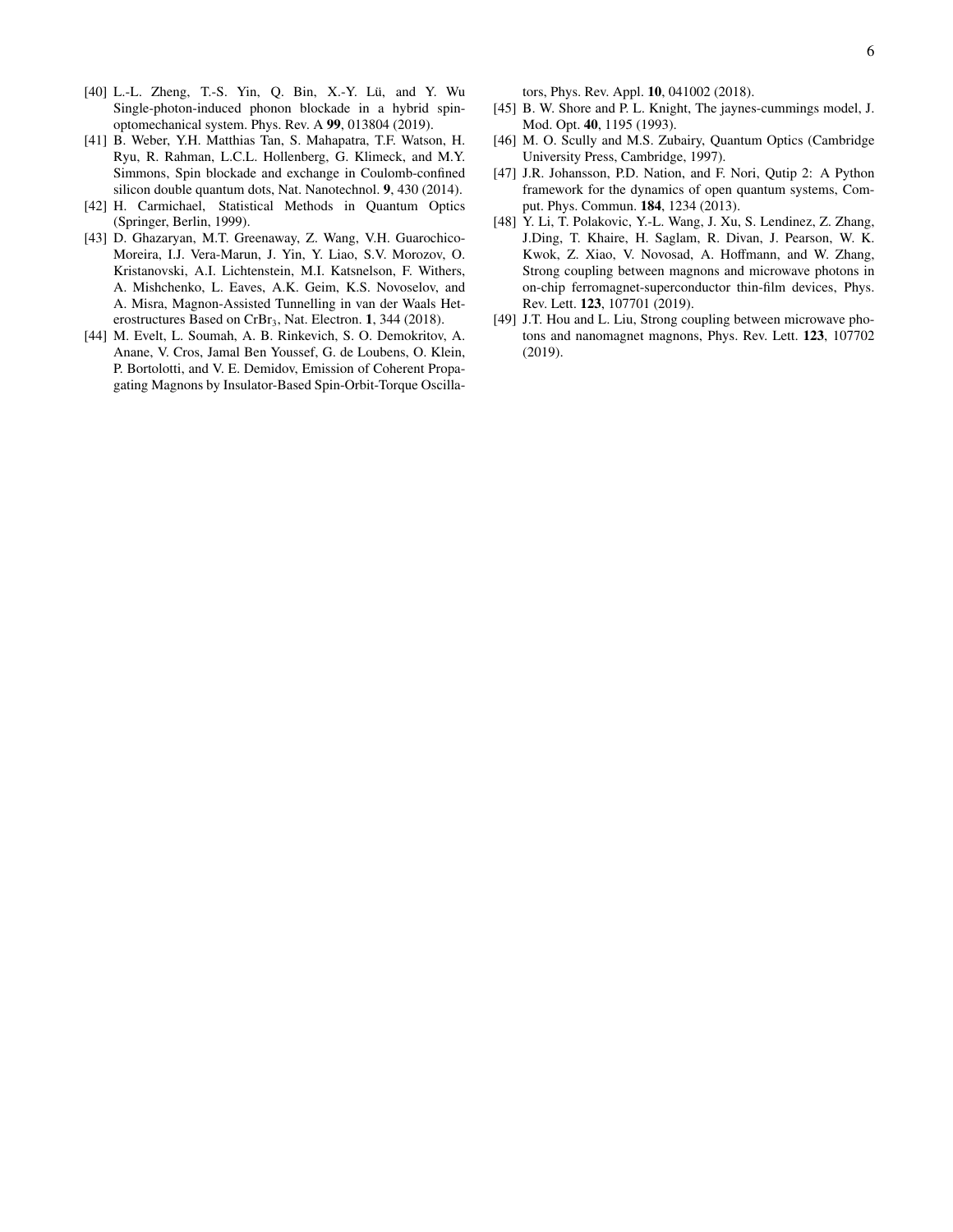[40] L.-L. Zheng, T.-S. Yin, Q. Bin, X.-Y. Lü, and Y. Wu Single-photon-induced phonon blockade in a hybrid spin-optomechanical system. Phys. Rev. A **99**, 013804 (2019).

[41] B. Weber, Y.H. Matthias Tan, S. Mahapatra, T.F. Watson, H. Ryu, R. Rahman, L.C.L. Hollenberg, G. Klimeck, and M.Y. Simmons, Spin blockade and exchange in Coulomb-confined silicon double quantum dots, Nat. Nanotechnol. **9**, 430 (2014).

[42] H. Carmichael, Statistical Methods in Quantum Optics (Springer, Berlin, 1999).

[43] D. Ghazaryan, M.T. Greenaway, Z. Wang, V.H. Guarochico-Moreira, I.J. Vera-Marun, J. Yin, Y. Liao, S.V. Morozov, O. Kristanovski, A.I. Lichtenstein, M.I. Katsnelson, F. Withers, A. Mishchenko, L. Eaves, A.K. Geim, K.S. Novoselov, and A. Misra, Magnon-Assisted Tunnelling in van der Waals Heterostructures Based on $CrBr_3$, Nat. Electron. **1**, 344 (2018).

[44] M. Evelt, L. Soumah, A. B. Rinkevich, S. O. Demokritov, A. Anane, V. Cros, Jamal Ben Youssef, G. de Loubens, O. Klein, P. Bortolotti, and V. E. Demidov, Emission of Coherent Propagating Magnons by Insulator-Based Spin-Orbit-Torque Oscillators, Phys. Rev. Appl. **10**, 041002 (2018).

[45] B. W. Shore and P. L. Knight, The jaynes-cummings model, J. Mod. Opt. **40**, 1195 (1993).

[46] M. O. Scully and M.S. Zubairy, Quantum Optics (Cambridge University Press, Cambridge, 1997).

[47] J.R. Johansson, P.D. Nation, and F. Nori, Qutip 2: A Python framework for the dynamics of open quantum systems, Comput. Phys. Commun. **184**, 1234 (2013).

[48] Y. Li, T. Polakovic, Y.-L. Wang, J. Xu, S. Lendinez, Z. Zhang, J.Ding, T. Khaire, H. Saglam, R. Divan, J. Pearson, W. K. Kwok, Z. Xiao, V. Novosad, A. Hoffmann, and W. Zhang, Strong coupling between magnons and microwave photons in on-chip ferromagnet-superconductor thin-film devices, Phys. Rev. Lett. **123**, 107701 (2019).

[49] J.T. Hou and L. Liu, Strong coupling between microwave photons and nanomagnet magnons, Phys. Rev. Lett. **123**, 107702 (2019).